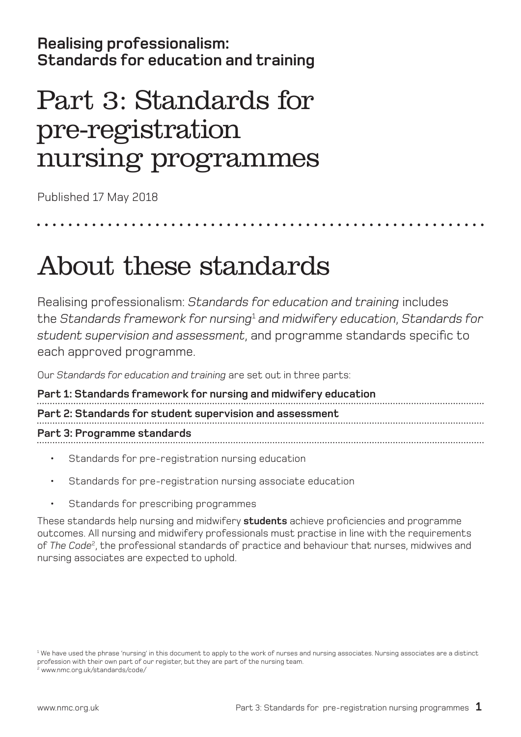**Realising professionalism: Standards for education and training**

# Part 3: Standards for pre-registration nursing programmes

Published 17 May 2018

## About these standards

Realising professionalism: *Standards for education and training* includes the *Standards framework for nursing*[1] *and midwifery education*, *Standards for student supervision and assessment*, and programme standards specific to each approved programme.

Our *Standards for education and training* are set out in three parts:

**Part 1: Standards framework for nursing and midwifery education**

**Part 2: Standards for student supervision and assessment**

**Part 3: Programme standards**

- Standards for pre-registration nursing education
- Standards for pre-registration nursing associate education
- Standards for prescribing programmes

These standards help nursing and midwifery **students** achieve proficiencies and programme outcomes. All nursing and midwifery professionals must practise in line with the requirements of *The Code*[2], the professional standards of practice and behaviour that nurses, midwives and nursing associates are expected to uphold.

[1] We have used the phrase 'nursing' in this document to apply to the work of nurses and nursing associates. Nursing associates are a distinct profession with their own part of our register, but they are part of the nursing team.

[2] www.nmc.org.uk/standards/code/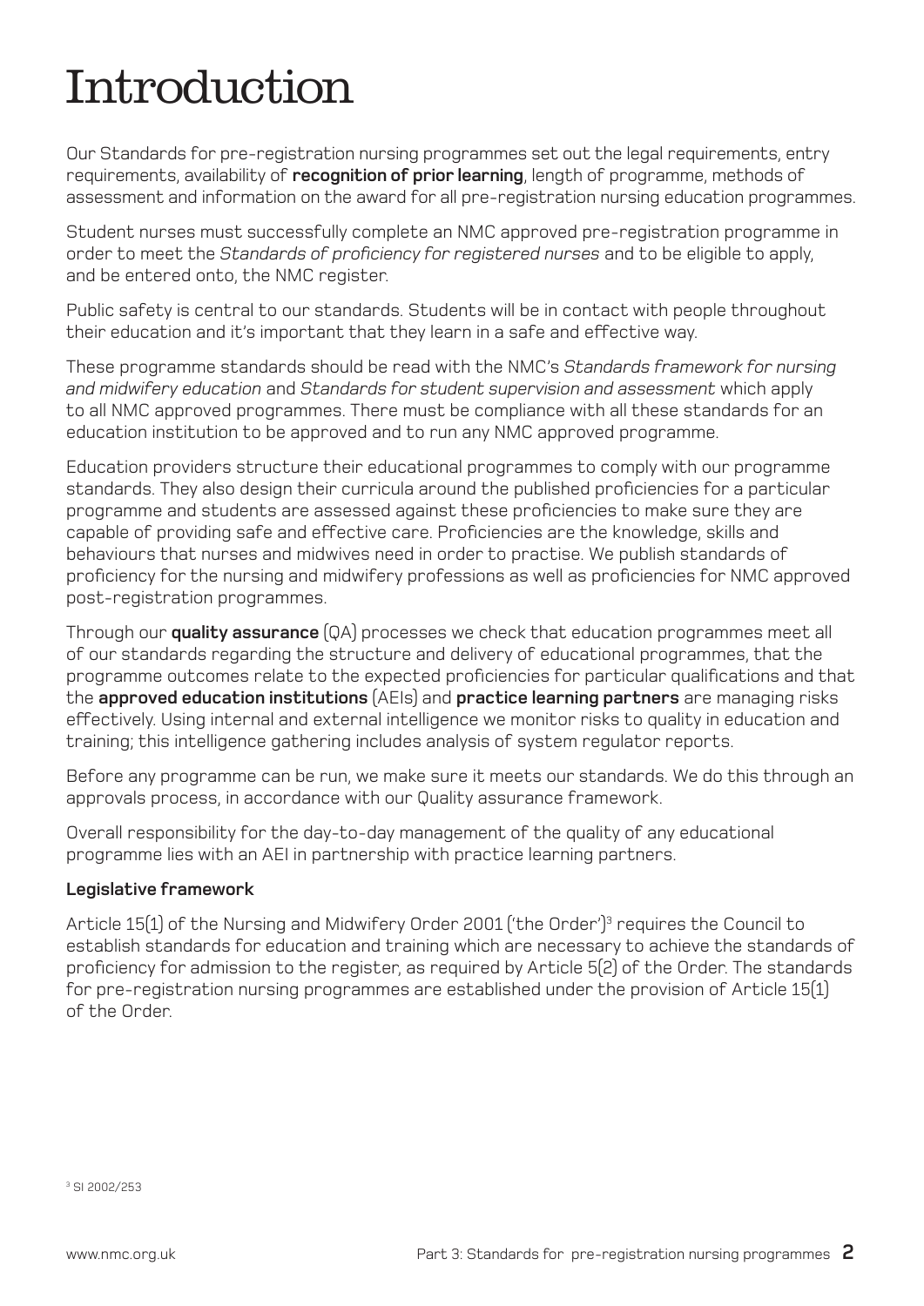# Introduction

Our Standards for pre-registration nursing programmes set out the legal requirements, entry requirements, availability of **recognition of prior learning**, length of programme, methods of assessment and information on the award for all pre-registration nursing education programmes.

Student nurses must successfully complete an NMC approved pre-registration programme in order to meet the *Standards of proficiency for registered nurses* and to be eligible to apply, and be entered onto, the NMC register.

Public safety is central to our standards. Students will be in contact with people throughout their education and it's important that they learn in a safe and effective way.

These programme standards should be read with the NMC's *Standards framework for nursing and midwifery education* and *Standards for student supervision and assessment* which apply to all NMC approved programmes. There must be compliance with all these standards for an education institution to be approved and to run any NMC approved programme.

Education providers structure their educational programmes to comply with our programme standards. They also design their curricula around the published proficiencies for a particular programme and students are assessed against these proficiencies to make sure they are capable of providing safe and effective care. Proficiencies are the knowledge, skills and behaviours that nurses and midwives need in order to practise. We publish standards of proficiency for the nursing and midwifery professions as well as proficiencies for NMC approved post-registration programmes.

Through our **quality assurance** (QA) processes we check that education programmes meet all of our standards regarding the structure and delivery of educational programmes, that the programme outcomes relate to the expected proficiencies for particular qualifications and that the **approved education institutions** (AEIs) and **practice learning partners** are managing risks effectively. Using internal and external intelligence we monitor risks to quality in education and training; this intelligence gathering includes analysis of system regulator reports.

Before any programme can be run, we make sure it meets our standards. We do this through an approvals process, in accordance with our Quality assurance framework.

Overall responsibility for the day-to-day management of the quality of any educational programme lies with an AEI in partnership with practice learning partners.

**Legislative framework**

Article 15(1) of the Nursing and Midwifery Order 2001 ('the Order')[3] requires the Council to establish standards for education and training which are necessary to achieve the standards of proficiency for admission to the register, as required by Article 5(2) of the Order. The standards for pre-registration nursing programmes are established under the provision of Article 15(1) of the Order.

[3] SI 2002/253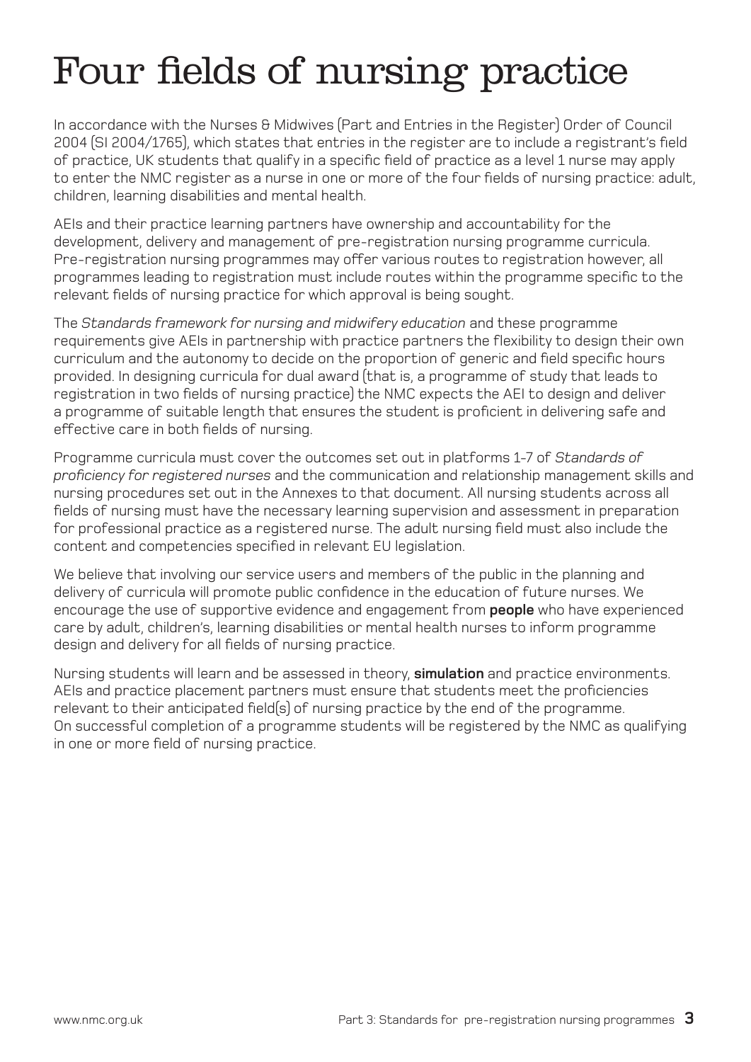# Four fields of nursing practice

In accordance with the Nurses & Midwives (Part and Entries in the Register) Order of Council 2004 (SI 2004/1765), which states that entries in the register are to include a registrant's field of practice, UK students that qualify in a specific field of practice as a level 1 nurse may apply to enter the NMC register as a nurse in one or more of the four fields of nursing practice: adult, children, learning disabilities and mental health.

AEIs and their practice learning partners have ownership and accountability for the development, delivery and management of pre-registration nursing programme curricula. Pre-registration nursing programmes may offer various routes to registration however, all programmes leading to registration must include routes within the programme specific to the relevant fields of nursing practice for which approval is being sought.

The *Standards framework for nursing and midwifery education* and these programme requirements give AEIs in partnership with practice partners the flexibility to design their own curriculum and the autonomy to decide on the proportion of generic and field specific hours provided. In designing curricula for dual award (that is, a programme of study that leads to registration in two fields of nursing practice) the NMC expects the AEI to design and deliver a programme of suitable length that ensures the student is proficient in delivering safe and effective care in both fields of nursing.

Programme curricula must cover the outcomes set out in platforms 1-7 of *Standards of proficiency for registered nurses* and the communication and relationship management skills and nursing procedures set out in the Annexes to that document. All nursing students across all fields of nursing must have the necessary learning supervision and assessment in preparation for professional practice as a registered nurse. The adult nursing field must also include the content and competencies specified in relevant EU legislation.

We believe that involving our service users and members of the public in the planning and delivery of curricula will promote public confidence in the education of future nurses. We encourage the use of supportive evidence and engagement from **people** who have experienced care by adult, children's, learning disabilities or mental health nurses to inform programme design and delivery for all fields of nursing practice.

Nursing students will learn and be assessed in theory, **simulation** and practice environments. AEIs and practice placement partners must ensure that students meet the proficiencies relevant to their anticipated field(s) of nursing practice by the end of the programme. On successful completion of a programme students will be registered by the NMC as qualifying in one or more field of nursing practice.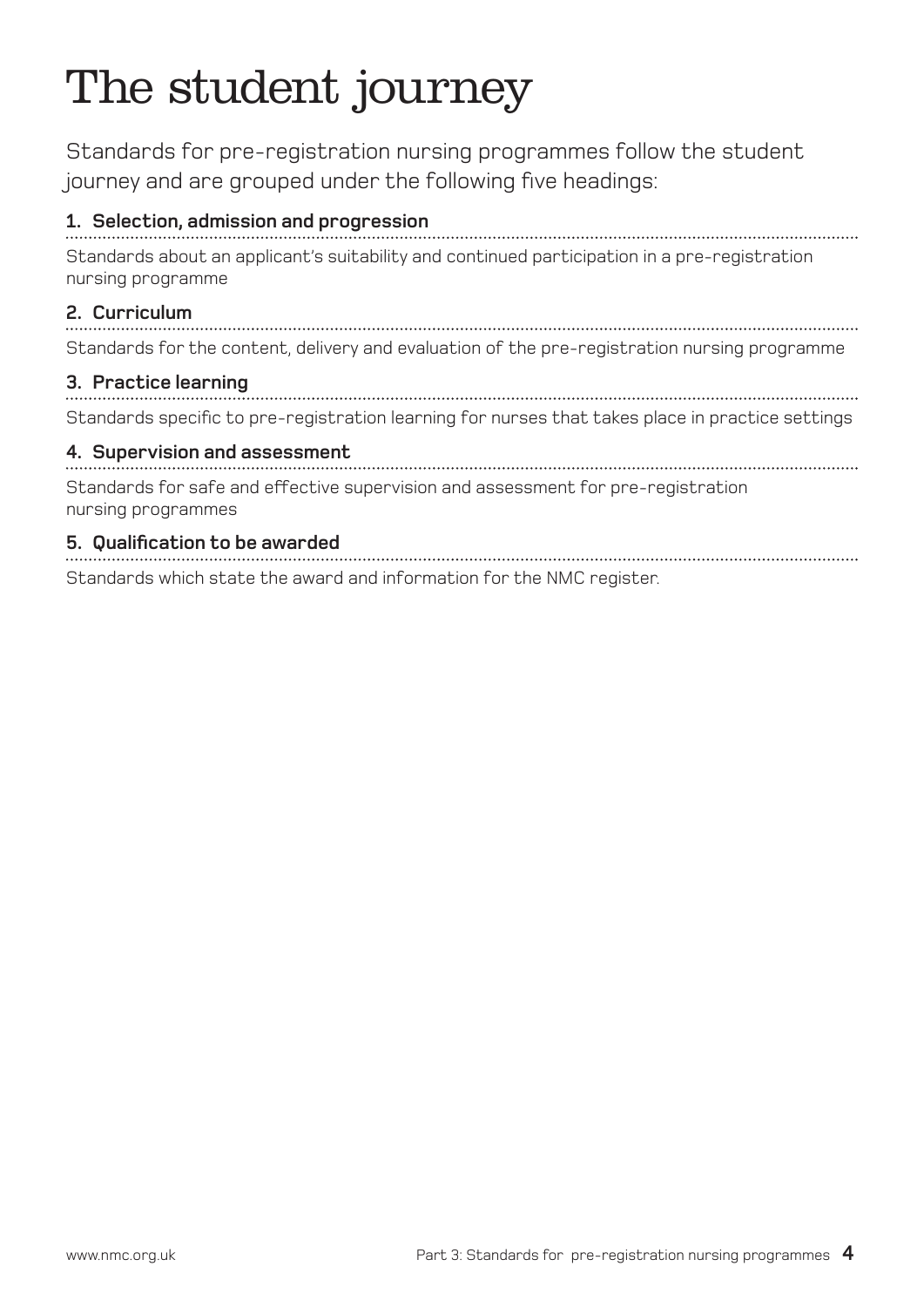# The student journey

Standards for pre-registration nursing programmes follow the student journey and are grouped under the following five headings:

**1. Selection, admission and progression**

Standards about an applicant's suitability and continued participation in a pre-registration nursing programme

**2. Curriculum**

Standards for the content, delivery and evaluation of the pre-registration nursing programme

**3. Practice learning**

Standards specific to pre-registration learning for nurses that takes place in practice settings

**4. Supervision and assessment**

Standards for safe and effective supervision and assessment for pre-registration nursing programmes

**5. Qualification to be awarded**

Standards which state the award and information for the NMC register.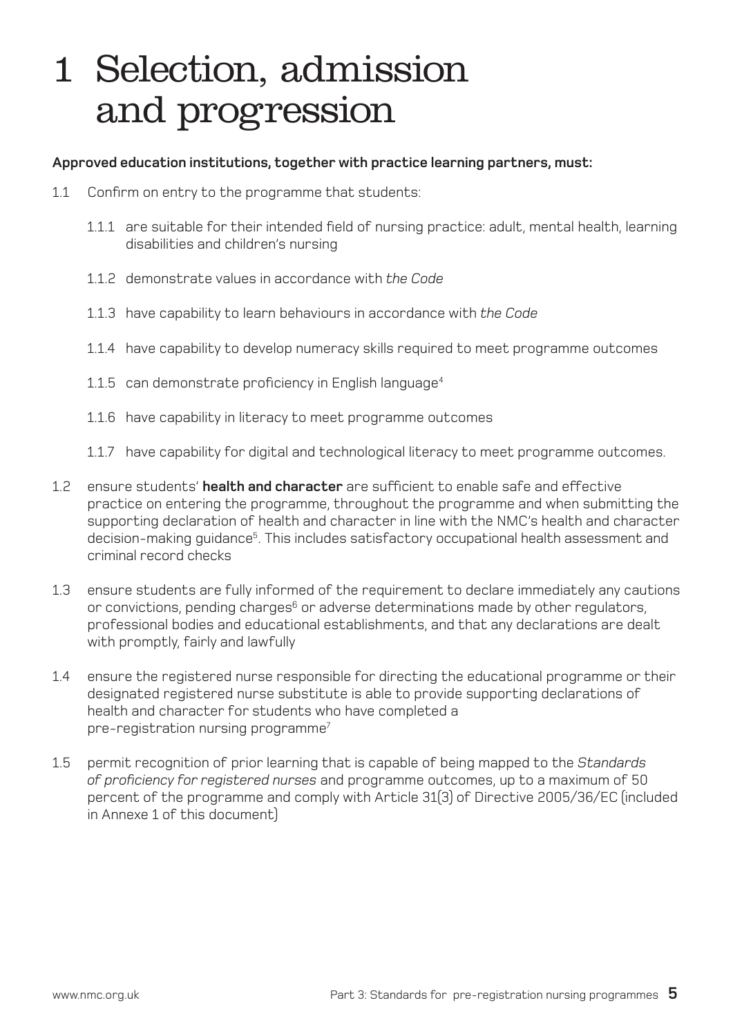# 1 Selection, admission and progression

**Approved education institutions, together with practice learning partners, must:**

1.1 Confirm on entry to the programme that students:

- 1.1.1 are suitable for their intended field of nursing practice: adult, mental health, learning disabilities and children's nursing
- 1.1.2 demonstrate values in accordance with *the Code*
- 1.1.3 have capability to learn behaviours in accordance with *the Code*
- 1.1.4 have capability to develop numeracy skills required to meet programme outcomes
- 1.1.5 can demonstrate proficiency in English language[4]
- 1.1.6 have capability in literacy to meet programme outcomes
- 1.1.7 have capability for digital and technological literacy to meet programme outcomes.

1.2 ensure students' **health and character** are sufficient to enable safe and effective practice on entering the programme, throughout the programme and when submitting the supporting declaration of health and character in line with the NMC's health and character decision-making guidance[5]. This includes satisfactory occupational health assessment and criminal record checks

1.3 ensure students are fully informed of the requirement to declare immediately any cautions or convictions, pending charges[6] or adverse determinations made by other regulators, professional bodies and educational establishments, and that any declarations are dealt with promptly, fairly and lawfully

1.4 ensure the registered nurse responsible for directing the educational programme or their designated registered nurse substitute is able to provide supporting declarations of health and character for students who have completed a pre-registration nursing programme[7]

1.5 permit recognition of prior learning that is capable of being mapped to the *Standards of proficiency for registered nurses* and programme outcomes, up to a maximum of 50 percent of the programme and comply with Article 31(3) of Directive 2005/36/EC (included in Annexe 1 of this document)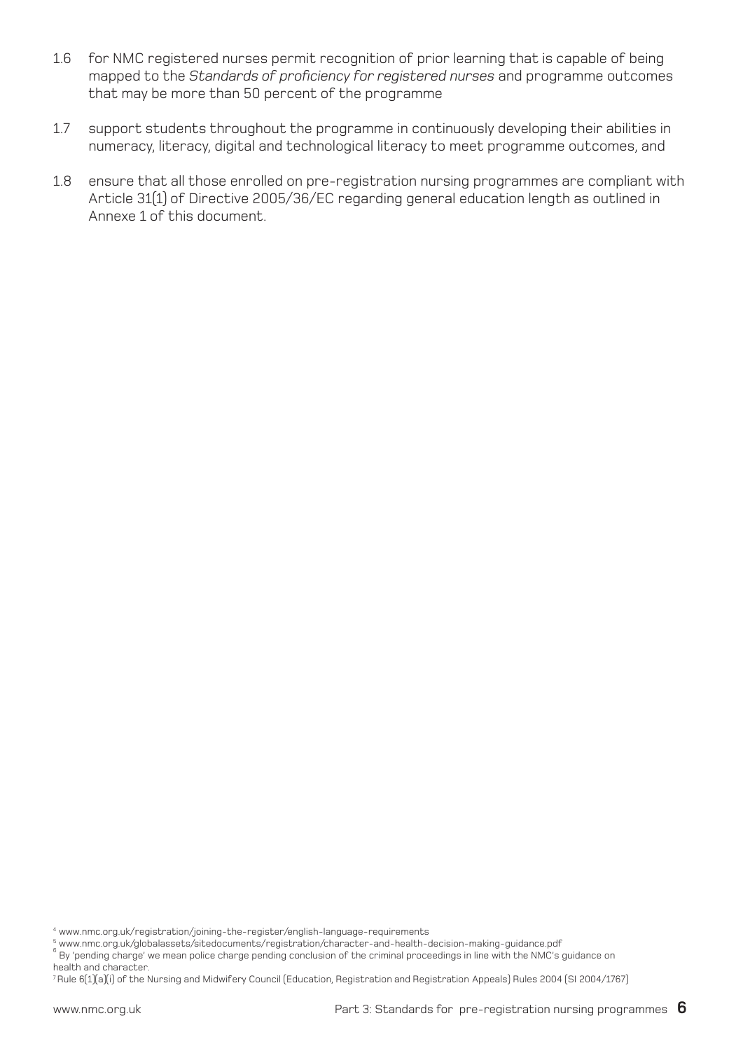1.6 for NMC registered nurses permit recognition of prior learning that is capable of being mapped to the *Standards of proficiency for registered nurses* and programme outcomes that may be more than 50 percent of the programme

1.7 support students throughout the programme in continuously developing their abilities in numeracy, literacy, digital and technological literacy to meet programme outcomes, and

1.8 ensure that all those enrolled on pre-registration nursing programmes are compliant with Article 31(1) of Directive 2005/36/EC regarding general education length as outlined in Annexe 1 of this document.

[4] www.nmc.org.uk/registration/joining-the-register/english-language-requirements

[5] www.nmc.org.uk/globalassets/sitedocuments/registration/character-and-health-decision-making-guidance.pdf

[6] By 'pending charge' we mean police charge pending conclusion of the criminal proceedings in line with the NMC's guidance on health and character.

[7] Rule 6(1)(a)(i) of the Nursing and Midwifery Council (Education, Registration and Registration Appeals) Rules 2004 (SI 2004/1767)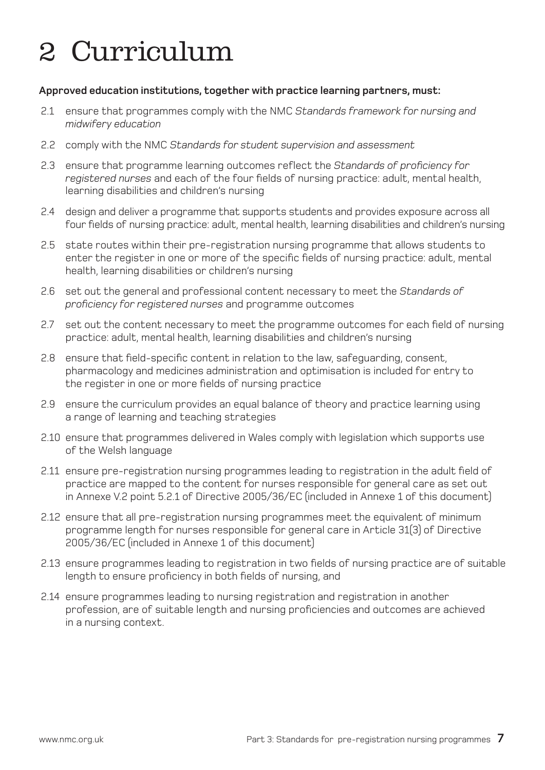# 2 Curriculum

**Approved education institutions, together with practice learning partners, must:**

2.1 ensure that programmes comply with the NMC *Standards framework for nursing and midwifery education*

2.2 comply with the NMC *Standards for student supervision and assessment*

2.3 ensure that programme learning outcomes reflect the *Standards of proficiency for registered nurses* and each of the four fields of nursing practice: adult, mental health, learning disabilities and children's nursing

2.4 design and deliver a programme that supports students and provides exposure across all four fields of nursing practice: adult, mental health, learning disabilities and children's nursing

2.5 state routes within their pre-registration nursing programme that allows students to enter the register in one or more of the specific fields of nursing practice: adult, mental health, learning disabilities or children's nursing

2.6 set out the general and professional content necessary to meet the *Standards of proficiency for registered nurses* and programme outcomes

2.7 set out the content necessary to meet the programme outcomes for each field of nursing practice: adult, mental health, learning disabilities and children's nursing

2.8 ensure that field-specific content in relation to the law, safeguarding, consent, pharmacology and medicines administration and optimisation is included for entry to the register in one or more fields of nursing practice

2.9 ensure the curriculum provides an equal balance of theory and practice learning using a range of learning and teaching strategies

2.10 ensure that programmes delivered in Wales comply with legislation which supports use of the Welsh language

2.11 ensure pre-registration nursing programmes leading to registration in the adult field of practice are mapped to the content for nurses responsible for general care as set out in Annexe V.2 point 5.2.1 of Directive 2005/36/EC (included in Annexe 1 of this document)

2.12 ensure that all pre-registration nursing programmes meet the equivalent of minimum programme length for nurses responsible for general care in Article 31(3) of Directive 2005/36/EC (included in Annexe 1 of this document)

2.13 ensure programmes leading to registration in two fields of nursing practice are of suitable length to ensure proficiency in both fields of nursing, and

2.14 ensure programmes leading to nursing registration and registration in another profession, are of suitable length and nursing proficiencies and outcomes are achieved in a nursing context.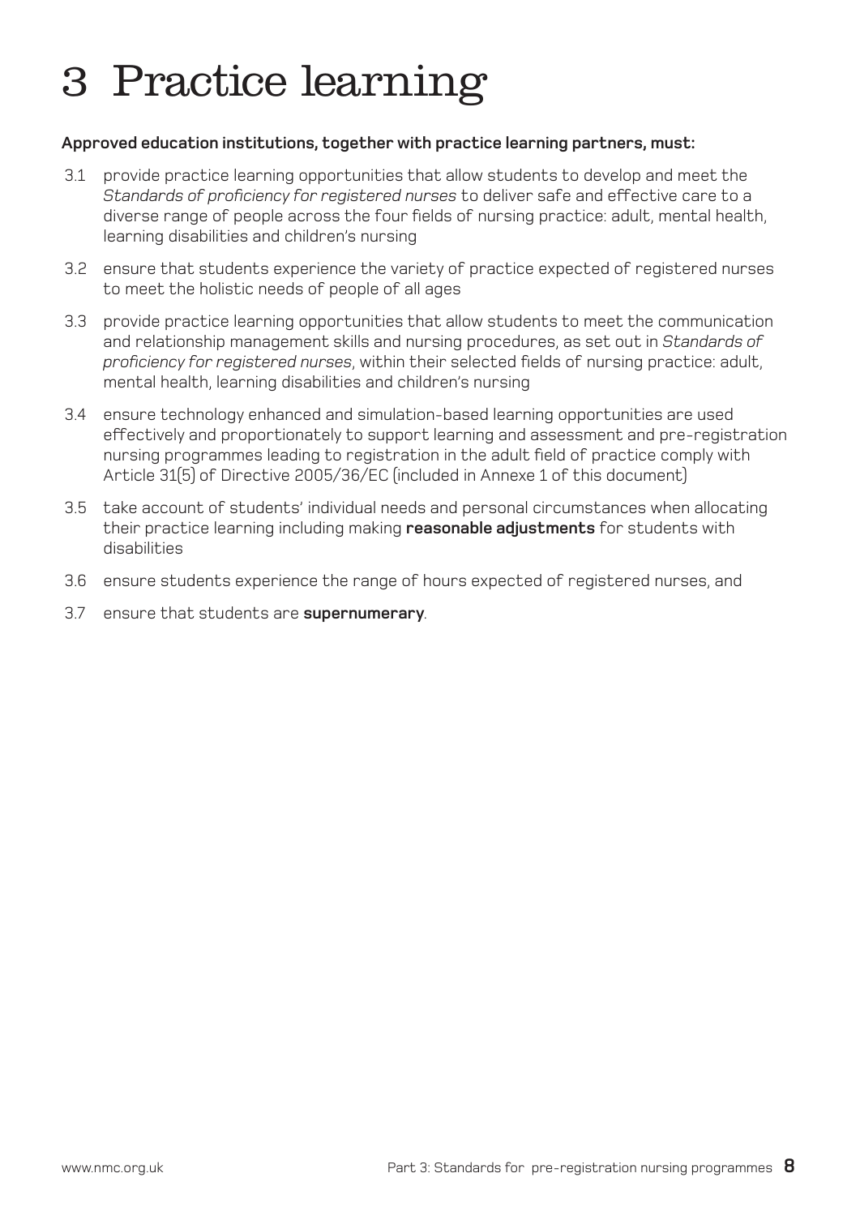# 3 Practice learning

**Approved education institutions, together with practice learning partners, must:**

3.1 provide practice learning opportunities that allow students to develop and meet the *Standards of proficiency for registered nurses* to deliver safe and effective care to a diverse range of people across the four fields of nursing practice: adult, mental health, learning disabilities and children's nursing

3.2 ensure that students experience the variety of practice expected of registered nurses to meet the holistic needs of people of all ages

3.3 provide practice learning opportunities that allow students to meet the communication and relationship management skills and nursing procedures, as set out in *Standards of proficiency for registered nurses*, within their selected fields of nursing practice: adult, mental health, learning disabilities and children's nursing

3.4 ensure technology enhanced and simulation-based learning opportunities are used effectively and proportionately to support learning and assessment and pre-registration nursing programmes leading to registration in the adult field of practice comply with Article 31(5) of Directive 2005/36/EC (included in Annexe 1 of this document)

3.5 take account of students' individual needs and personal circumstances when allocating their practice learning including making **reasonable adjustments** for students with disabilities

3.6 ensure students experience the range of hours expected of registered nurses, and

3.7 ensure that students are **supernumerary**.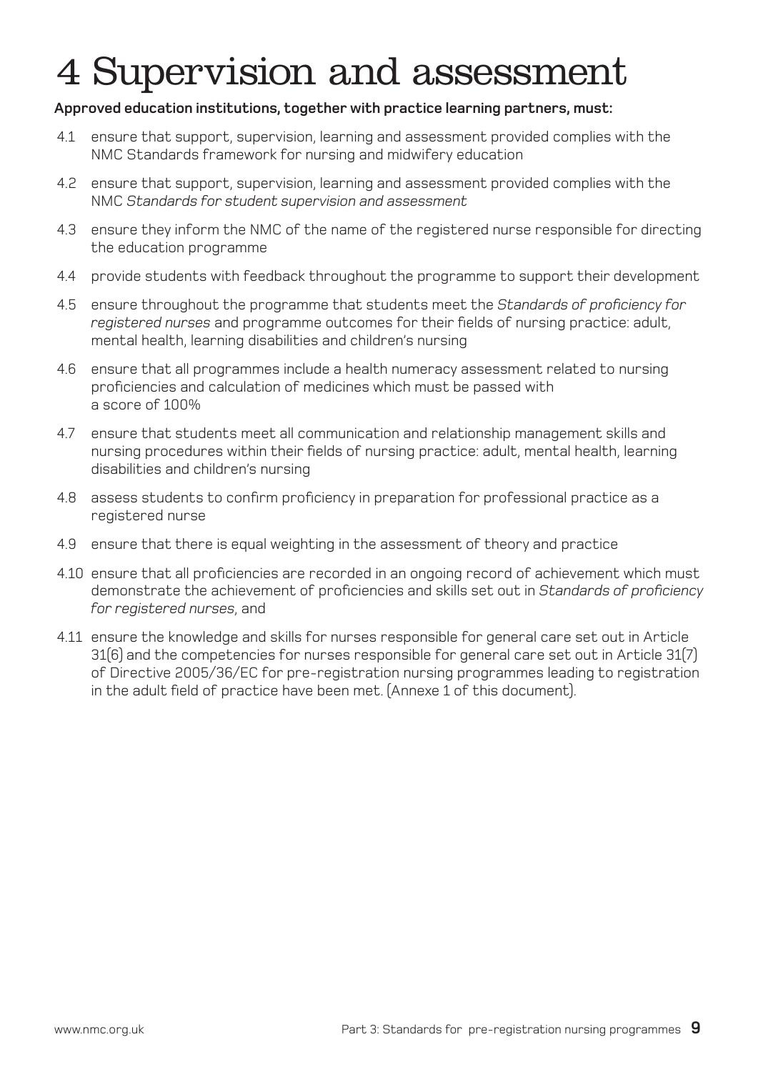# 4 Supervision and assessment

**Approved education institutions, together with practice learning partners, must:**

4.1 ensure that support, supervision, learning and assessment provided complies with the NMC Standards framework for nursing and midwifery education

4.2 ensure that support, supervision, learning and assessment provided complies with the NMC *Standards for student supervision and assessment*

4.3 ensure they inform the NMC of the name of the registered nurse responsible for directing the education programme

4.4 provide students with feedback throughout the programme to support their development

4.5 ensure throughout the programme that students meet the *Standards of proficiency for registered nurses* and programme outcomes for their fields of nursing practice: adult, mental health, learning disabilities and children's nursing

4.6 ensure that all programmes include a health numeracy assessment related to nursing proficiencies and calculation of medicines which must be passed with a score of 100%

4.7 ensure that students meet all communication and relationship management skills and nursing procedures within their fields of nursing practice: adult, mental health, learning disabilities and children's nursing

4.8 assess students to confirm proficiency in preparation for professional practice as a registered nurse

4.9 ensure that there is equal weighting in the assessment of theory and practice

4.10 ensure that all proficiencies are recorded in an ongoing record of achievement which must demonstrate the achievement of proficiencies and skills set out in *Standards of proficiency for registered nurses*, and

4.11 ensure the knowledge and skills for nurses responsible for general care set out in Article 31(6) and the competencies for nurses responsible for general care set out in Article 31(7) of Directive 2005/36/EC for pre-registration nursing programmes leading to registration in the adult field of practice have been met. (Annexe 1 of this document).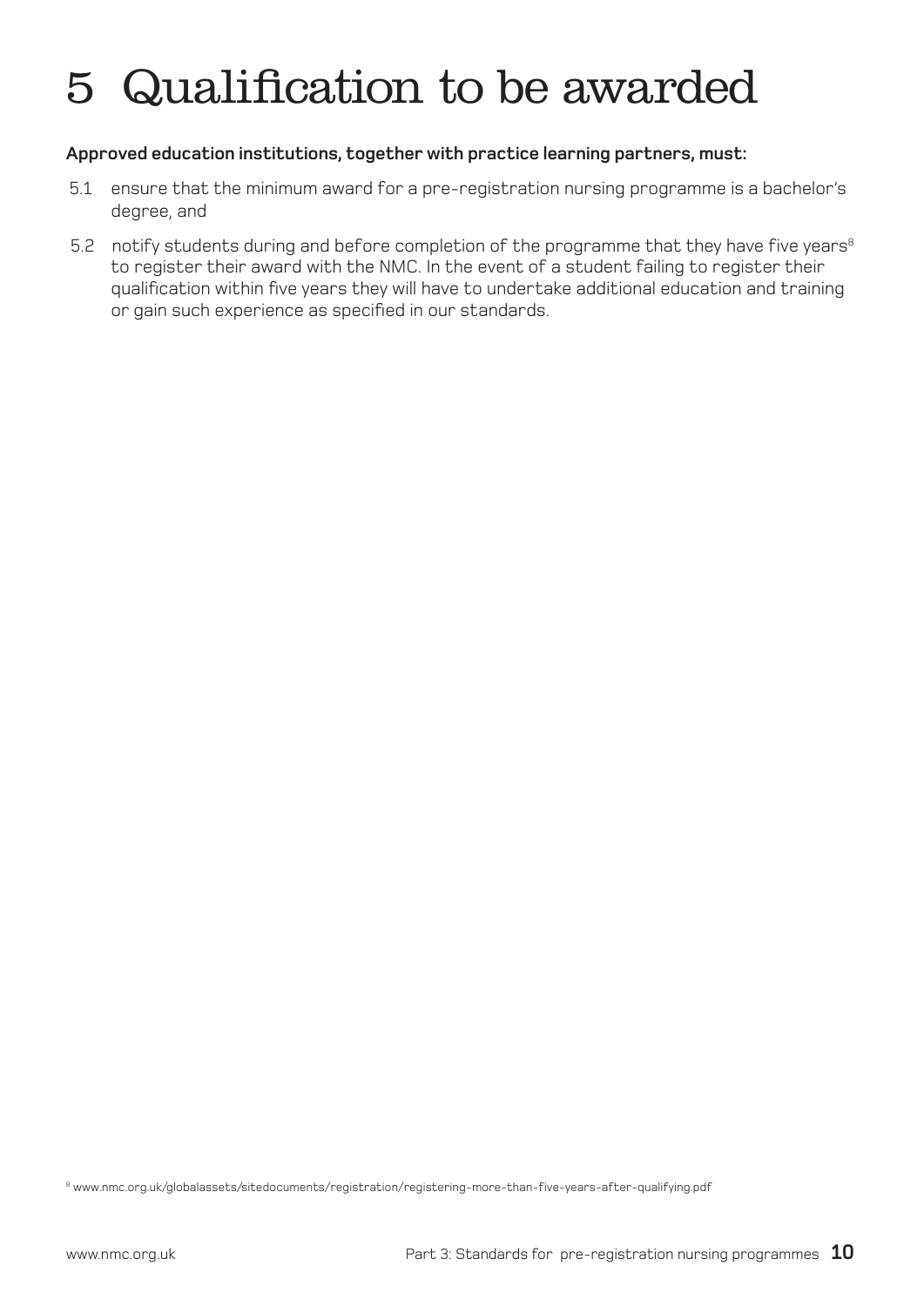# 5 Qualification to be awarded

**Approved education institutions, together with practice learning partners, must:**

5.1 ensure that the minimum award for a pre-registration nursing programme is a bachelor's degree, and

5.2 notify students during and before completion of the programme that they have five years[8] to register their award with the NMC. In the event of a student failing to register their qualification within five years they will have to undertake additional education and training or gain such experience as specified in our standards.

[8] www.nmc.org.uk/globalassets/sitedocuments/registration/registering-more-than-five-years-after-qualifying.pdf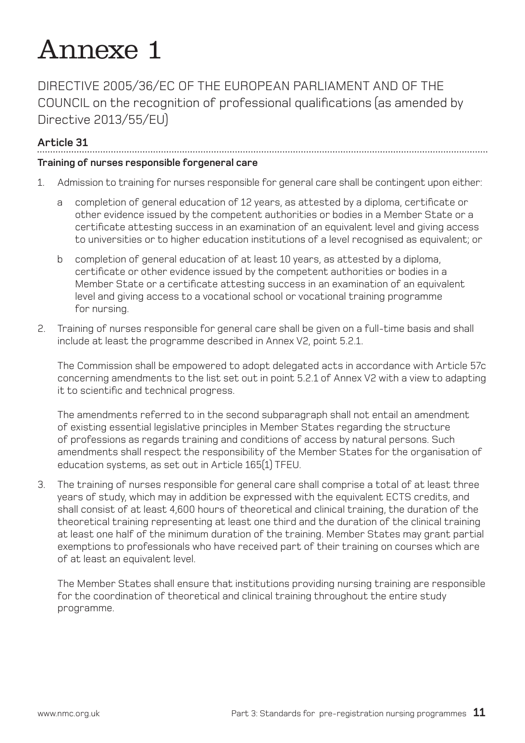# Annexe 1

DIRECTIVE 2005/36/EC OF THE EUROPEAN PARLIAMENT AND OF THE COUNCIL on the recognition of professional qualifications (as amended by Directive 2013/55/EU)

### Article 31

**Training of nurses responsible forgeneral care**

1. Admission to training for nurses responsible for general care shall be contingent upon either:

   a completion of general education of 12 years, as attested by a diploma, certificate or other evidence issued by the competent authorities or bodies in a Member State or a certificate attesting success in an examination of an equivalent level and giving access to universities or to higher education institutions of a level recognised as equivalent; or

   b completion of general education of at least 10 years, as attested by a diploma, certificate or other evidence issued by the competent authorities or bodies in a Member State or a certificate attesting success in an examination of an equivalent level and giving access to a vocational school or vocational training programme for nursing.

2. Training of nurses responsible for general care shall be given on a full-time basis and shall include at least the programme described in Annex V2, point 5.2.1.

   The Commission shall be empowered to adopt delegated acts in accordance with Article 57c concerning amendments to the list set out in point 5.2.1 of Annex V2 with a view to adapting it to scientific and technical progress.

   The amendments referred to in the second subparagraph shall not entail an amendment of existing essential legislative principles in Member States regarding the structure of professions as regards training and conditions of access by natural persons. Such amendments shall respect the responsibility of the Member States for the organisation of education systems, as set out in Article 165(1) TFEU.

3. The training of nurses responsible for general care shall comprise a total of at least three years of study, which may in addition be expressed with the equivalent ECTS credits, and shall consist of at least 4,600 hours of theoretical and clinical training, the duration of the theoretical training representing at least one third and the duration of the clinical training at least one half of the minimum duration of the training. Member States may grant partial exemptions to professionals who have received part of their training on courses which are of at least an equivalent level.

   The Member States shall ensure that institutions providing nursing training are responsible for the coordination of theoretical and clinical training throughout the entire study programme.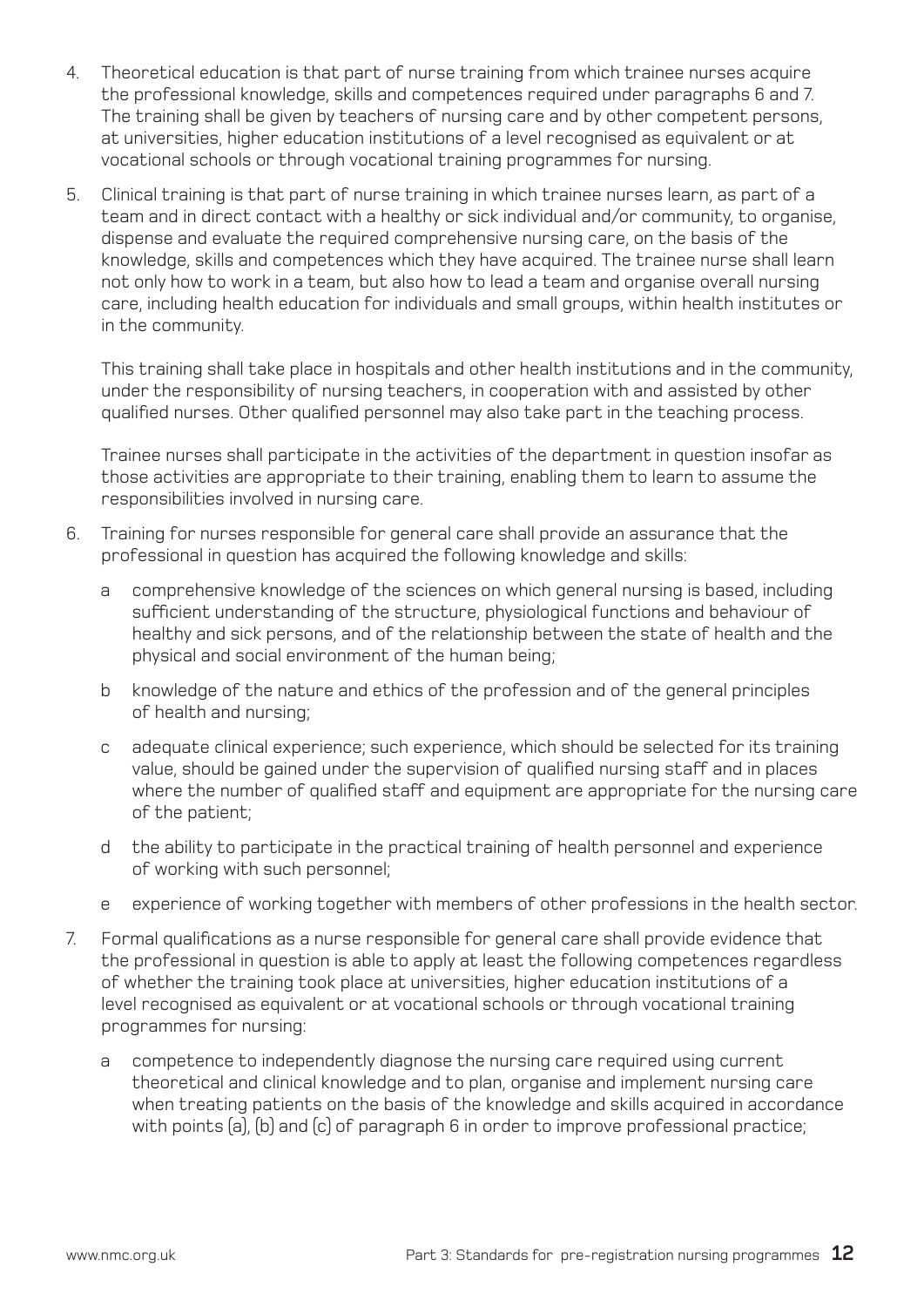4. Theoretical education is that part of nurse training from which trainee nurses acquire the professional knowledge, skills and competences required under paragraphs 6 and 7. The training shall be given by teachers of nursing care and by other competent persons, at universities, higher education institutions of a level recognised as equivalent or at vocational schools or through vocational training programmes for nursing.

5. Clinical training is that part of nurse training in which trainee nurses learn, as part of a team and in direct contact with a healthy or sick individual and/or community, to organise, dispense and evaluate the required comprehensive nursing care, on the basis of the knowledge, skills and competences which they have acquired. The trainee nurse shall learn not only how to work in a team, but also how to lead a team and organise overall nursing care, including health education for individuals and small groups, within health institutes or in the community.

   This training shall take place in hospitals and other health institutions and in the community, under the responsibility of nursing teachers, in cooperation with and assisted by other qualified nurses. Other qualified personnel may also take part in the teaching process.

   Trainee nurses shall participate in the activities of the department in question insofar as those activities are appropriate to their training, enabling them to learn to assume the responsibilities involved in nursing care.

6. Training for nurses responsible for general care shall provide an assurance that the professional in question has acquired the following knowledge and skills:

   a comprehensive knowledge of the sciences on which general nursing is based, including sufficient understanding of the structure, physiological functions and behaviour of healthy and sick persons, and of the relationship between the state of health and the physical and social environment of the human being;

   b knowledge of the nature and ethics of the profession and of the general principles of health and nursing;

   c adequate clinical experience; such experience, which should be selected for its training value, should be gained under the supervision of qualified nursing staff and in places where the number of qualified staff and equipment are appropriate for the nursing care of the patient;

   d the ability to participate in the practical training of health personnel and experience of working with such personnel;

   e experience of working together with members of other professions in the health sector.

7. Formal qualifications as a nurse responsible for general care shall provide evidence that the professional in question is able to apply at least the following competences regardless of whether the training took place at universities, higher education institutions of a level recognised as equivalent or at vocational schools or through vocational training programmes for nursing:

   a competence to independently diagnose the nursing care required using current theoretical and clinical knowledge and to plan, organise and implement nursing care when treating patients on the basis of the knowledge and skills acquired in accordance with points (a), (b) and (c) of paragraph 6 in order to improve professional practice;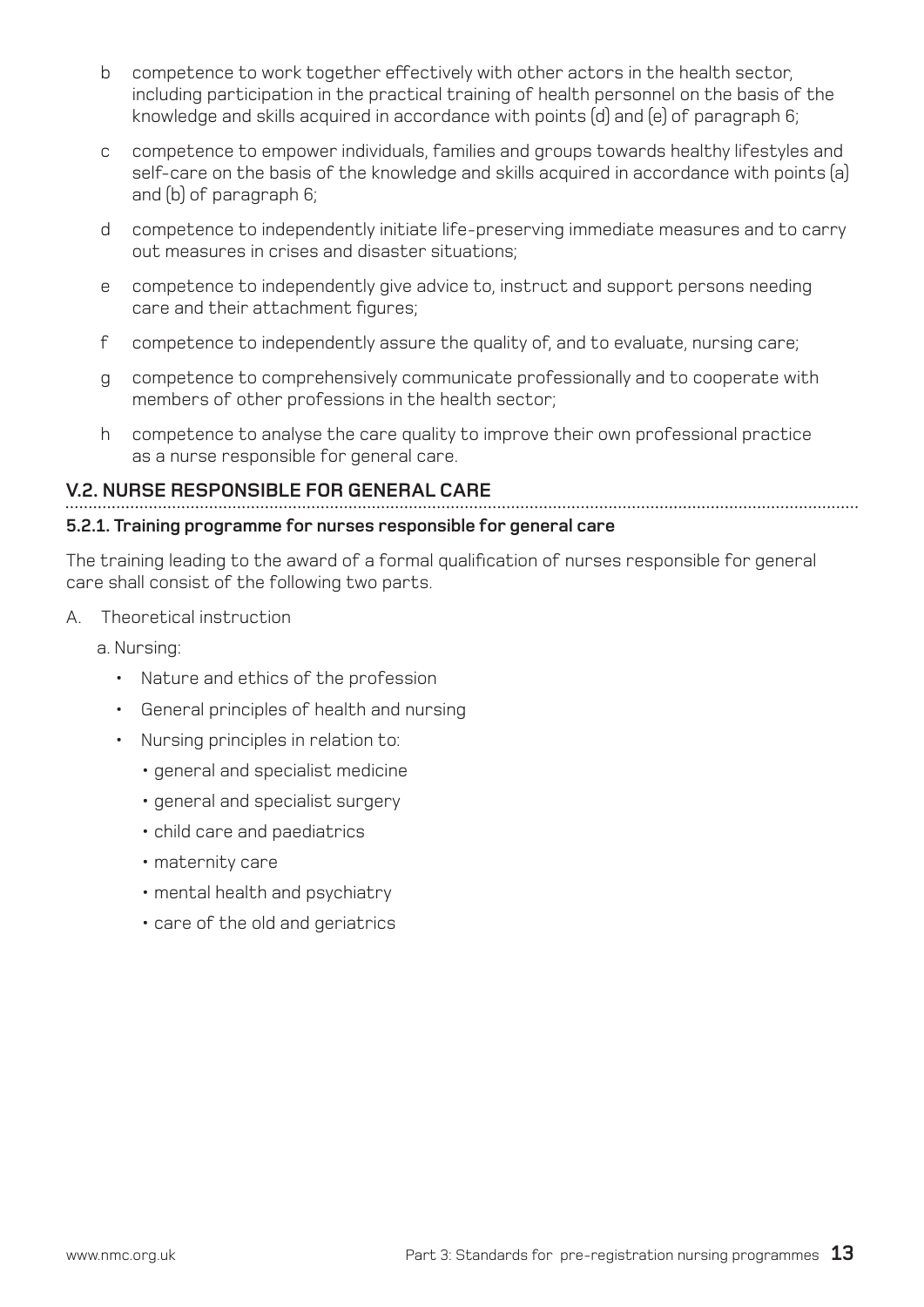b competence to work together effectively with other actors in the health sector, including participation in the practical training of health personnel on the basis of the knowledge and skills acquired in accordance with points (d) and (e) of paragraph 6;

c competence to empower individuals, families and groups towards healthy lifestyles and self-care on the basis of the knowledge and skills acquired in accordance with points (a) and (b) of paragraph 6;

d competence to independently initiate life-preserving immediate measures and to carry out measures in crises and disaster situations;

e competence to independently give advice to, instruct and support persons needing care and their attachment figures;

f competence to independently assure the quality of, and to evaluate, nursing care;

g competence to comprehensively communicate professionally and to cooperate with members of other professions in the health sector;

h competence to analyse the care quality to improve their own professional practice as a nurse responsible for general care.

## V.2. NURSE RESPONSIBLE FOR GENERAL CARE

### 5.2.1. Training programme for nurses responsible for general care

The training leading to the award of a formal qualification of nurses responsible for general care shall consist of the following two parts.

A. Theoretical instruction

a. Nursing:

- Nature and ethics of the profession
- General principles of health and nursing
- Nursing principles in relation to:
  - general and specialist medicine
  - general and specialist surgery
  - child care and paediatrics
  - maternity care
  - mental health and psychiatry
  - care of the old and geriatrics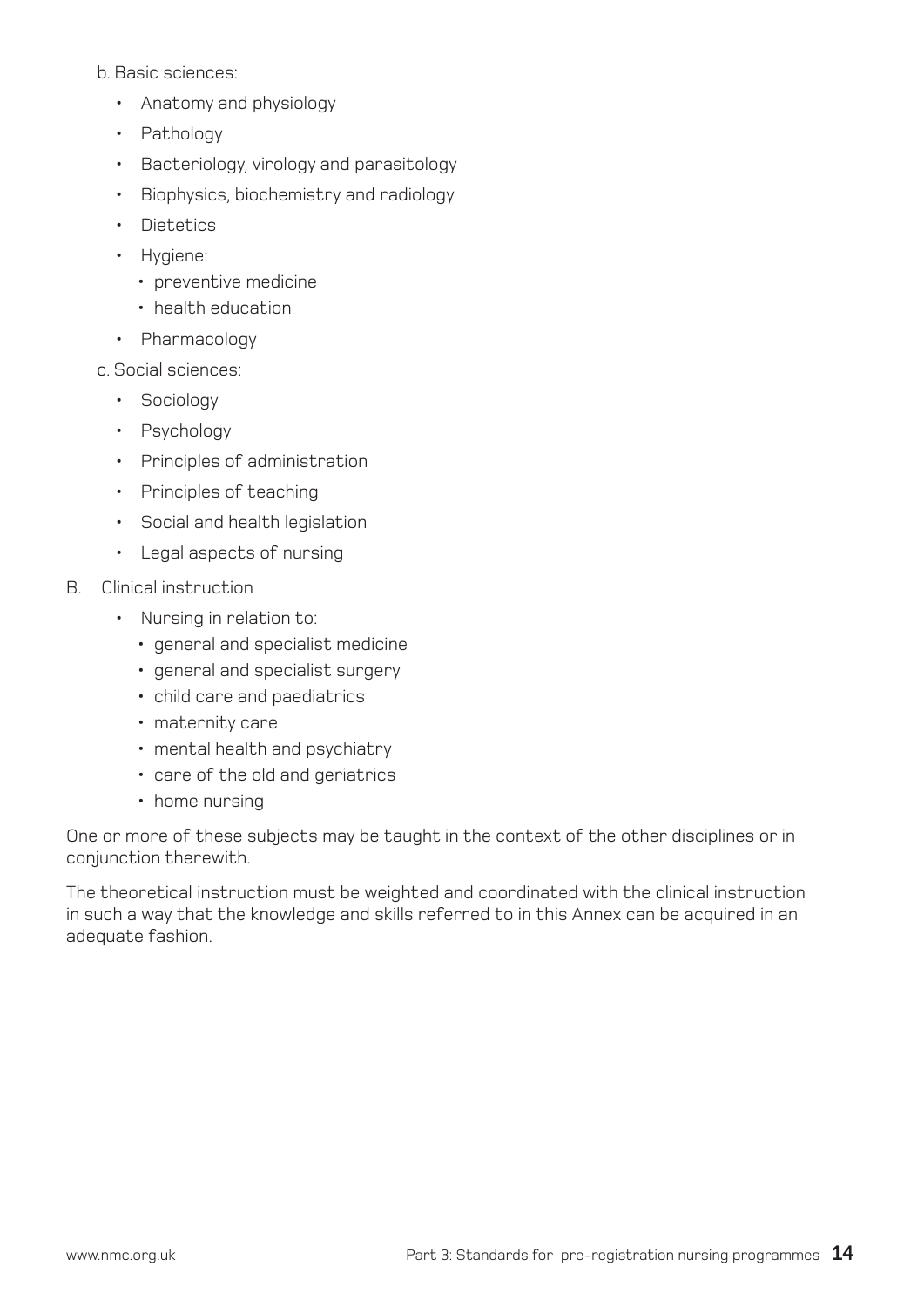b. Basic sciences:

- Anatomy and physiology
- Pathology
- Bacteriology, virology and parasitology
- Biophysics, biochemistry and radiology
- Dietetics
- Hygiene:
  - preventive medicine
  - health education
- Pharmacology

c. Social sciences:

- Sociology
- Psychology
- Principles of administration
- Principles of teaching
- Social and health legislation
- Legal aspects of nursing

B. Clinical instruction

- Nursing in relation to:
  - general and specialist medicine
  - general and specialist surgery
  - child care and paediatrics
  - maternity care
  - mental health and psychiatry
  - care of the old and geriatrics
  - home nursing

One or more of these subjects may be taught in the context of the other disciplines or in conjunction therewith.

The theoretical instruction must be weighted and coordinated with the clinical instruction in such a way that the knowledge and skills referred to in this Annex can be acquired in an adequate fashion.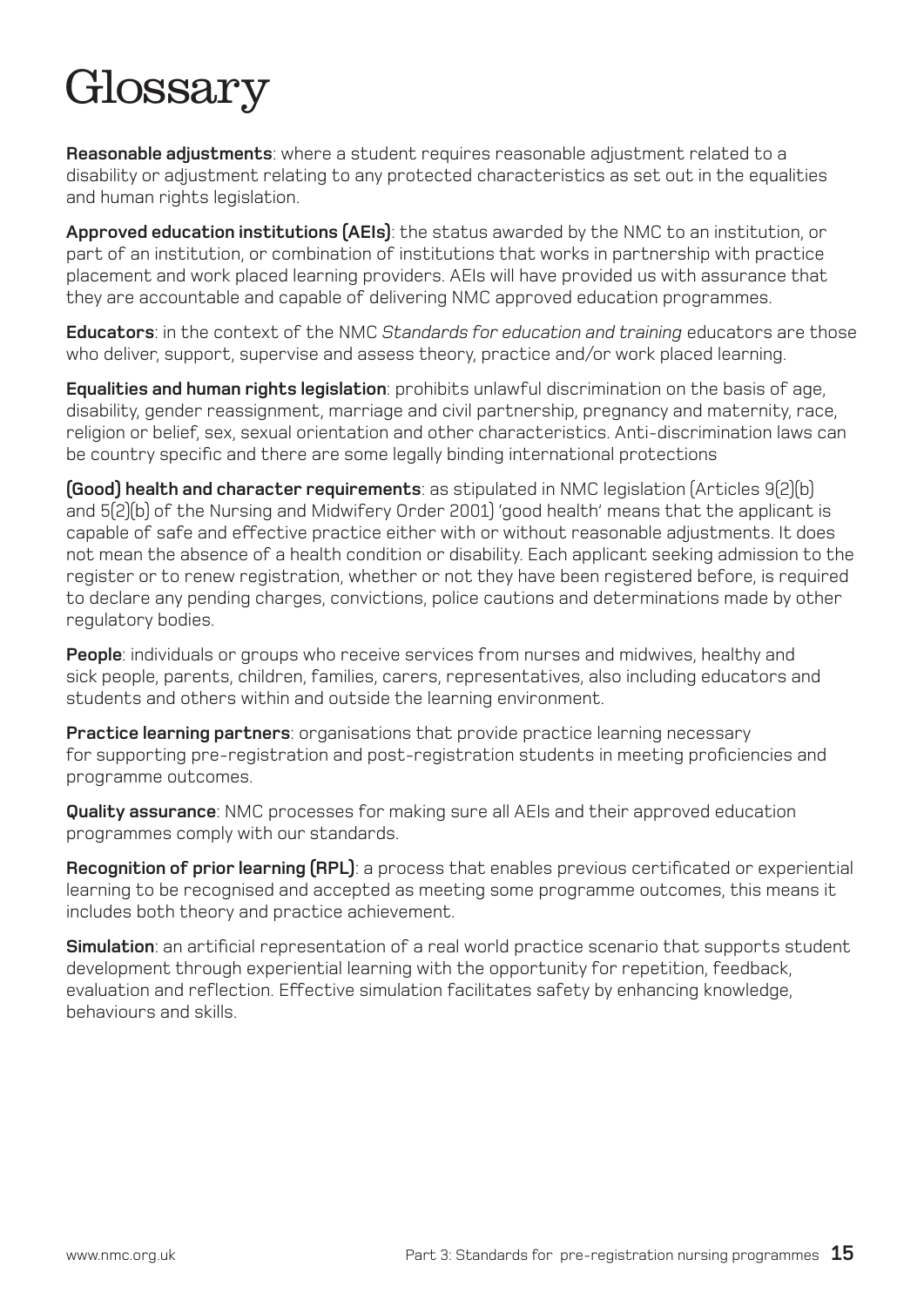# Glossary

**Reasonable adjustments**: where a student requires reasonable adjustment related to a disability or adjustment relating to any protected characteristics as set out in the equalities and human rights legislation.

**Approved education institutions (AEIs)**: the status awarded by the NMC to an institution, or part of an institution, or combination of institutions that works in partnership with practice placement and work placed learning providers. AEIs will have provided us with assurance that they are accountable and capable of delivering NMC approved education programmes.

**Educators**: in the context of the NMC *Standards for education and training* educators are those who deliver, support, supervise and assess theory, practice and/or work placed learning.

**Equalities and human rights legislation**: prohibits unlawful discrimination on the basis of age, disability, gender reassignment, marriage and civil partnership, pregnancy and maternity, race, religion or belief, sex, sexual orientation and other characteristics. Anti-discrimination laws can be country specific and there are some legally binding international protections

**(Good) health and character requirements**: as stipulated in NMC legislation (Articles 9(2)(b) and 5(2)(b) of the Nursing and Midwifery Order 2001) 'good health' means that the applicant is capable of safe and effective practice either with or without reasonable adjustments. It does not mean the absence of a health condition or disability. Each applicant seeking admission to the register or to renew registration, whether or not they have been registered before, is required to declare any pending charges, convictions, police cautions and determinations made by other regulatory bodies.

**People**: individuals or groups who receive services from nurses and midwives, healthy and sick people, parents, children, families, carers, representatives, also including educators and students and others within and outside the learning environment.

**Practice learning partners**: organisations that provide practice learning necessary for supporting pre-registration and post-registration students in meeting proficiencies and programme outcomes.

**Quality assurance**: NMC processes for making sure all AEIs and their approved education programmes comply with our standards.

**Recognition of prior learning (RPL)**: a process that enables previous certificated or experiential learning to be recognised and accepted as meeting some programme outcomes, this means it includes both theory and practice achievement.

**Simulation**: an artificial representation of a real world practice scenario that supports student development through experiential learning with the opportunity for repetition, feedback, evaluation and reflection. Effective simulation facilitates safety by enhancing knowledge, behaviours and skills.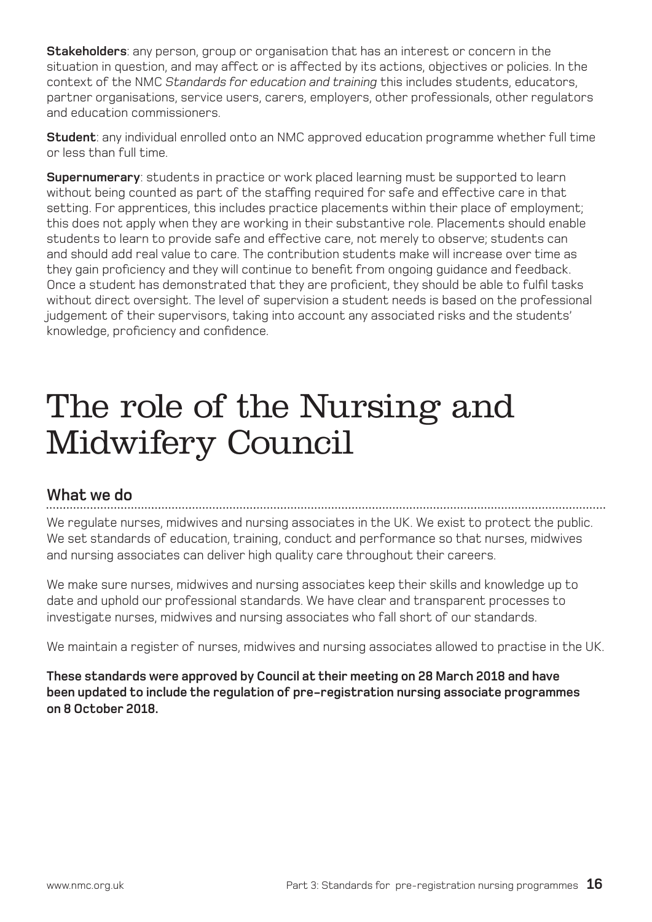**Stakeholders**: any person, group or organisation that has an interest or concern in the situation in question, and may affect or is affected by its actions, objectives or policies. In the context of the NMC *Standards for education and training* this includes students, educators, partner organisations, service users, carers, employers, other professionals, other regulators and education commissioners.

**Student**: any individual enrolled onto an NMC approved education programme whether full time or less than full time.

**Supernumerary**: students in practice or work placed learning must be supported to learn without being counted as part of the staffing required for safe and effective care in that setting. For apprentices, this includes practice placements within their place of employment; this does not apply when they are working in their substantive role. Placements should enable students to learn to provide safe and effective care, not merely to observe; students can and should add real value to care. The contribution students make will increase over time as they gain proficiency and they will continue to benefit from ongoing guidance and feedback. Once a student has demonstrated that they are proficient, they should be able to fulfil tasks without direct oversight. The level of supervision a student needs is based on the professional judgement of their supervisors, taking into account any associated risks and the students' knowledge, proficiency and confidence.

# The role of the Nursing and Midwifery Council

## What we do

We regulate nurses, midwives and nursing associates in the UK. We exist to protect the public. We set standards of education, training, conduct and performance so that nurses, midwives and nursing associates can deliver high quality care throughout their careers.

We make sure nurses, midwives and nursing associates keep their skills and knowledge up to date and uphold our professional standards. We have clear and transparent processes to investigate nurses, midwives and nursing associates who fall short of our standards.

We maintain a register of nurses, midwives and nursing associates allowed to practise in the UK.

**These standards were approved by Council at their meeting on 28 March 2018 and have been updated to include the regulation of pre-registration nursing associate programmes on 8 October 2018.**